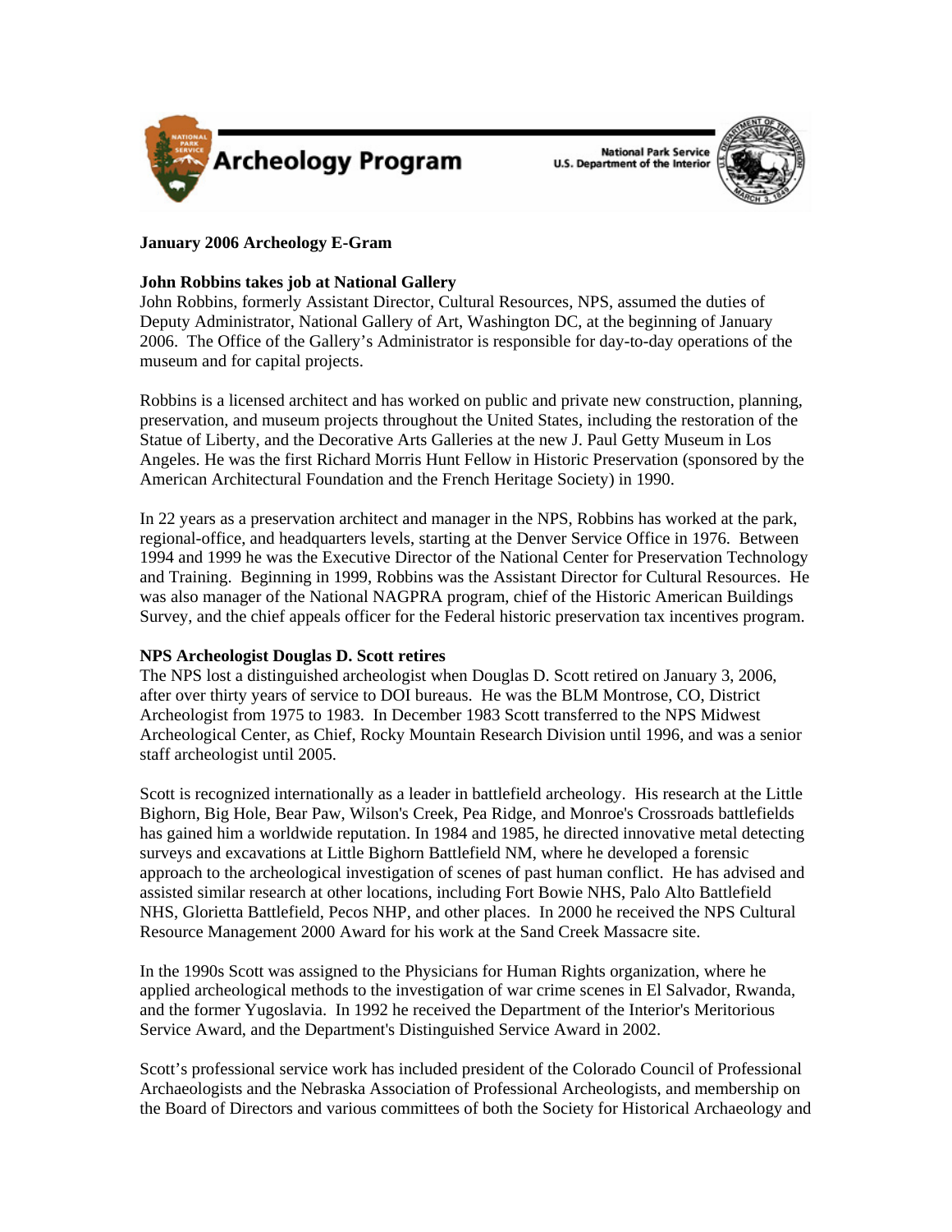Archeology Program

National Park Service
U.S. Department of the Interior

**January 2006 Archeology E-Gram**

**John Robbins takes job at National Gallery**

John Robbins, formerly Assistant Director, Cultural Resources, NPS, assumed the duties of Deputy Administrator, National Gallery of Art, Washington DC, at the beginning of January 2006. The Office of the Gallery's Administrator is responsible for day-to-day operations of the museum and for capital projects.

Robbins is a licensed architect and has worked on public and private new construction, planning, preservation, and museum projects throughout the United States, including the restoration of the Statue of Liberty, and the Decorative Arts Galleries at the new J. Paul Getty Museum in Los Angeles. He was the first Richard Morris Hunt Fellow in Historic Preservation (sponsored by the American Architectural Foundation and the French Heritage Society) in 1990.

In 22 years as a preservation architect and manager in the NPS, Robbins has worked at the park, regional-office, and headquarters levels, starting at the Denver Service Office in 1976. Between 1994 and 1999 he was the Executive Director of the National Center for Preservation Technology and Training. Beginning in 1999, Robbins was the Assistant Director for Cultural Resources. He was also manager of the National NAGPRA program, chief of the Historic American Buildings Survey, and the chief appeals officer for the Federal historic preservation tax incentives program.

**NPS Archeologist Douglas D. Scott retires**

The NPS lost a distinguished archeologist when Douglas D. Scott retired on January 3, 2006, after over thirty years of service to DOI bureaus. He was the BLM Montrose, CO, District Archeologist from 1975 to 1983. In December 1983 Scott transferred to the NPS Midwest Archeological Center, as Chief, Rocky Mountain Research Division until 1996, and was a senior staff archeologist until 2005.

Scott is recognized internationally as a leader in battlefield archeology. His research at the Little Bighorn, Big Hole, Bear Paw, Wilson's Creek, Pea Ridge, and Monroe's Crossroads battlefields has gained him a worldwide reputation. In 1984 and 1985, he directed innovative metal detecting surveys and excavations at Little Bighorn Battlefield NM, where he developed a forensic approach to the archeological investigation of scenes of past human conflict. He has advised and assisted similar research at other locations, including Fort Bowie NHS, Palo Alto Battlefield NHS, Glorietta Battlefield, Pecos NHP, and other places. In 2000 he received the NPS Cultural Resource Management 2000 Award for his work at the Sand Creek Massacre site.

In the 1990s Scott was assigned to the Physicians for Human Rights organization, where he applied archeological methods to the investigation of war crime scenes in El Salvador, Rwanda, and the former Yugoslavia. In 1992 he received the Department of the Interior's Meritorious Service Award, and the Department's Distinguished Service Award in 2002.

Scott's professional service work has included president of the Colorado Council of Professional Archaeologists and the Nebraska Association of Professional Archeologists, and membership on the Board of Directors and various committees of both the Society for Historical Archaeology and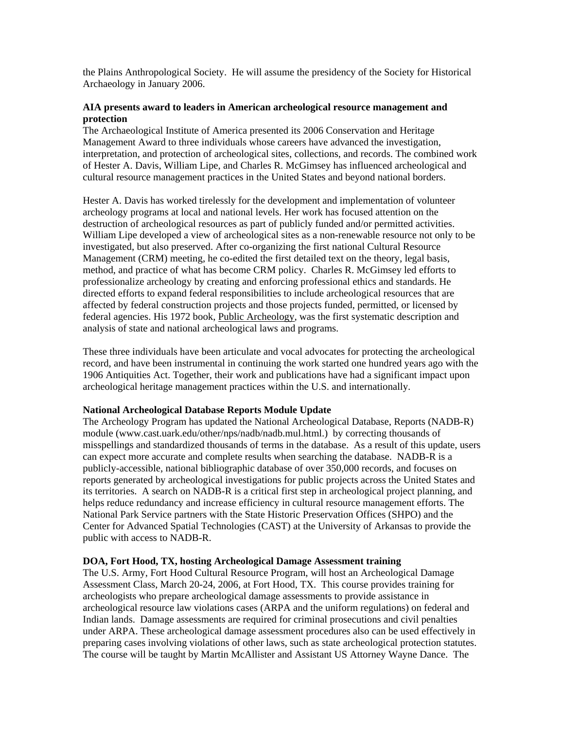the Plains Anthropological Society. He will assume the presidency of the Society for Historical Archaeology in January 2006.

**AIA presents award to leaders in American archeological resource management and protection**

The Archaeological Institute of America presented its 2006 Conservation and Heritage Management Award to three individuals whose careers have advanced the investigation, interpretation, and protection of archeological sites, collections, and records. The combined work of Hester A. Davis, William Lipe, and Charles R. McGimsey has influenced archeological and cultural resource management practices in the United States and beyond national borders.

Hester A. Davis has worked tirelessly for the development and implementation of volunteer archeology programs at local and national levels. Her work has focused attention on the destruction of archeological resources as part of publicly funded and/or permitted activities. William Lipe developed a view of archeological sites as a non-renewable resource not only to be investigated, but also preserved. After co-organizing the first national Cultural Resource Management (CRM) meeting, he co-edited the first detailed text on the theory, legal basis, method, and practice of what has become CRM policy. Charles R. McGimsey led efforts to professionalize archeology by creating and enforcing professional ethics and standards. He directed efforts to expand federal responsibilities to include archeological resources that are affected by federal construction projects and those projects funded, permitted, or licensed by federal agencies. His 1972 book, Public Archeology, was the first systematic description and analysis of state and national archeological laws and programs.

These three individuals have been articulate and vocal advocates for protecting the archeological record, and have been instrumental in continuing the work started one hundred years ago with the 1906 Antiquities Act. Together, their work and publications have had a significant impact upon archeological heritage management practices within the U.S. and internationally.

**National Archeological Database Reports Module Update**

The Archeology Program has updated the National Archeological Database, Reports (NADB-R) module (www.cast.uark.edu/other/nps/nadb/nadb.mul.html.) by correcting thousands of misspellings and standardized thousands of terms in the database. As a result of this update, users can expect more accurate and complete results when searching the database. NADB-R is a publicly-accessible, national bibliographic database of over 350,000 records, and focuses on reports generated by archeological investigations for public projects across the United States and its territories. A search on NADB-R is a critical first step in archeological project planning, and helps reduce redundancy and increase efficiency in cultural resource management efforts. The National Park Service partners with the State Historic Preservation Offices (SHPO) and the Center for Advanced Spatial Technologies (CAST) at the University of Arkansas to provide the public with access to NADB-R.

**DOA, Fort Hood, TX, hosting Archeological Damage Assessment training**

The U.S. Army, Fort Hood Cultural Resource Program, will host an Archeological Damage Assessment Class, March 20-24, 2006, at Fort Hood, TX. This course provides training for archeologists who prepare archeological damage assessments to provide assistance in archeological resource law violations cases (ARPA and the uniform regulations) on federal and Indian lands. Damage assessments are required for criminal prosecutions and civil penalties under ARPA. These archeological damage assessment procedures also can be used effectively in preparing cases involving violations of other laws, such as state archeological protection statutes. The course will be taught by Martin McAllister and Assistant US Attorney Wayne Dance. The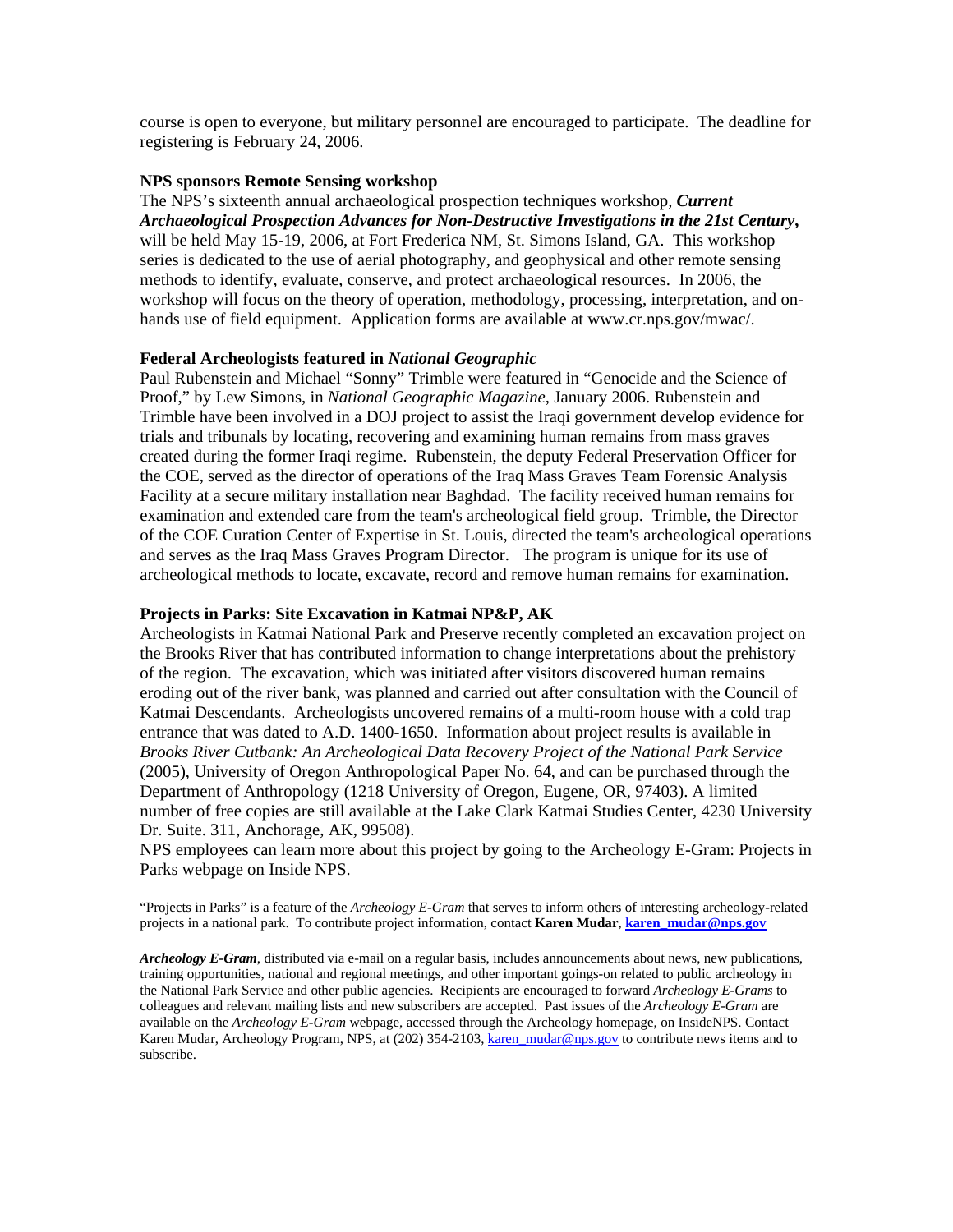course is open to everyone, but military personnel are encouraged to participate. The deadline for registering is February 24, 2006.

**NPS sponsors Remote Sensing workshop**

The NPS's sixteenth annual archaeological prospection techniques workshop, ***Current Archaeological Prospection Advances for Non-Destructive Investigations in the 21st Century***, will be held May 15-19, 2006, at Fort Frederica NM, St. Simons Island, GA. This workshop series is dedicated to the use of aerial photography, and geophysical and other remote sensing methods to identify, evaluate, conserve, and protect archaeological resources. In 2006, the workshop will focus on the theory of operation, methodology, processing, interpretation, and on-hands use of field equipment. Application forms are available at www.cr.nps.gov/mwac/.

**Federal Archeologists featured in *National Geographic***

Paul Rubenstein and Michael "Sonny" Trimble were featured in "Genocide and the Science of Proof," by Lew Simons, in *National Geographic Magazine*, January 2006. Rubenstein and Trimble have been involved in a DOJ project to assist the Iraqi government develop evidence for trials and tribunals by locating, recovering and examining human remains from mass graves created during the former Iraqi regime. Rubenstein, the deputy Federal Preservation Officer for the COE, served as the director of operations of the Iraq Mass Graves Team Forensic Analysis Facility at a secure military installation near Baghdad. The facility received human remains for examination and extended care from the team's archeological field group. Trimble, the Director of the COE Curation Center of Expertise in St. Louis, directed the team's archeological operations and serves as the Iraq Mass Graves Program Director. The program is unique for its use of archeological methods to locate, excavate, record and remove human remains for examination.

**Projects in Parks: Site Excavation in Katmai NP&P, AK**

Archeologists in Katmai National Park and Preserve recently completed an excavation project on the Brooks River that has contributed information to change interpretations about the prehistory of the region. The excavation, which was initiated after visitors discovered human remains eroding out of the river bank, was planned and carried out after consultation with the Council of Katmai Descendants. Archeologists uncovered remains of a multi-room house with a cold trap entrance that was dated to A.D. 1400-1650. Information about project results is available in *Brooks River Cutbank: An Archeological Data Recovery Project of the National Park Service* (2005), University of Oregon Anthropological Paper No. 64, and can be purchased through the Department of Anthropology (1218 University of Oregon, Eugene, OR, 97403). A limited number of free copies are still available at the Lake Clark Katmai Studies Center, 4230 University Dr. Suite. 311, Anchorage, AK, 99508).

NPS employees can learn more about this project by going to the Archeology E-Gram: Projects in Parks webpage on Inside NPS.

"Projects in Parks" is a feature of the *Archeology E-Gram* that serves to inform others of interesting archeology-related projects in a national park. To contribute project information, contact **Karen Mudar**, **karen_mudar@nps.gov**

***Archeology E-Gram***, distributed via e-mail on a regular basis, includes announcements about news, new publications, training opportunities, national and regional meetings, and other important goings-on related to public archeology in the National Park Service and other public agencies. Recipients are encouraged to forward *Archeology E-Grams* to colleagues and relevant mailing lists and new subscribers are accepted. Past issues of the *Archeology E-Gram* are available on the *Archeology E-Gram* webpage, accessed through the Archeology homepage, on InsideNPS. Contact Karen Mudar, Archeology Program, NPS, at (202) 354-2103, karen_mudar@nps.gov to contribute news items and to subscribe.